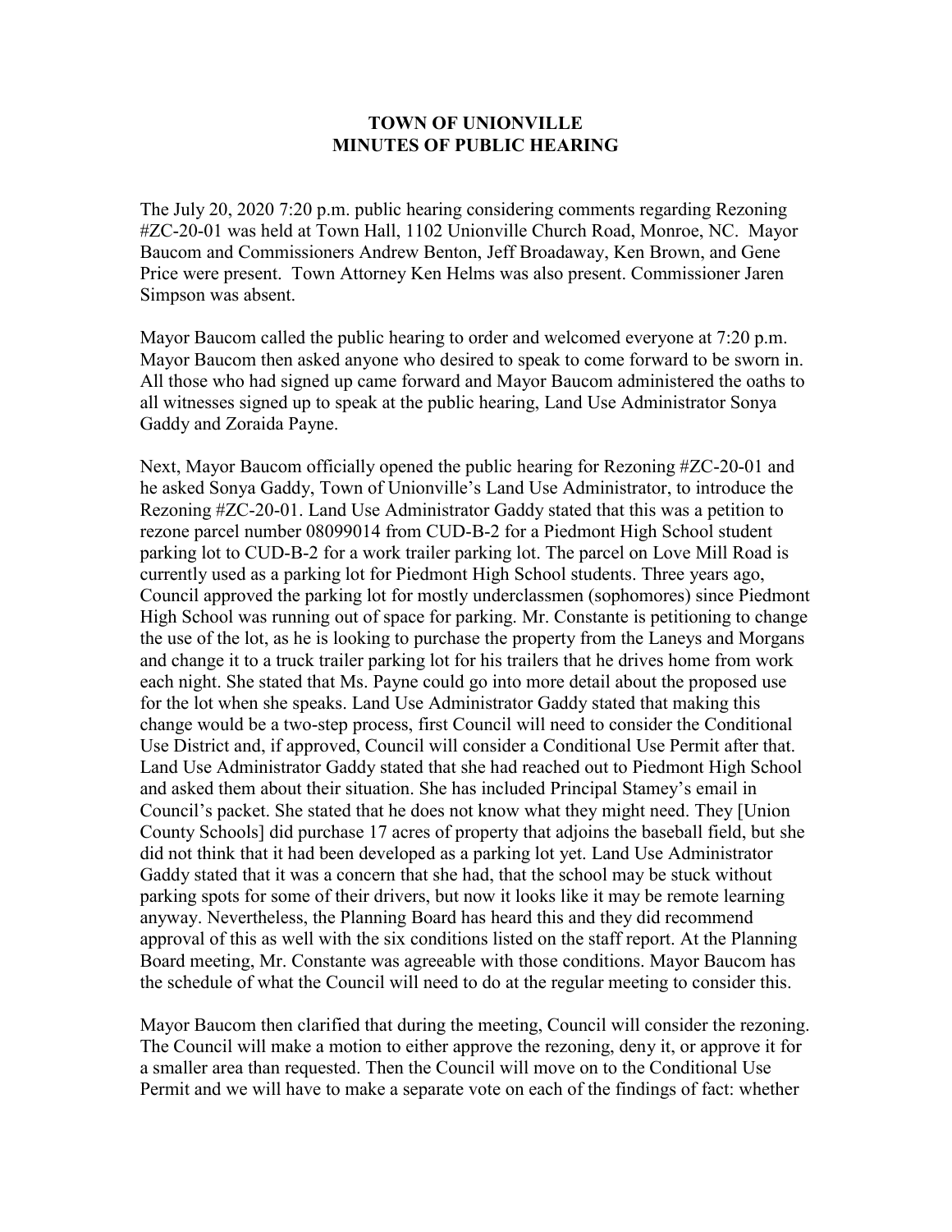# TOWN OF UNIONVILLE
# MINUTES OF PUBLIC HEARING

The July 20, 2020 7:20 p.m. public hearing considering comments regarding Rezoning #ZC-20-01 was held at Town Hall, 1102 Unionville Church Road, Monroe, NC. Mayor Baucom and Commissioners Andrew Benton, Jeff Broadaway, Ken Brown, and Gene Price were present. Town Attorney Ken Helms was also present. Commissioner Jaren Simpson was absent.

Mayor Baucom called the public hearing to order and welcomed everyone at 7:20 p.m. Mayor Baucom then asked anyone who desired to speak to come forward to be sworn in. All those who had signed up came forward and Mayor Baucom administered the oaths to all witnesses signed up to speak at the public hearing, Land Use Administrator Sonya Gaddy and Zoraida Payne.

Next, Mayor Baucom officially opened the public hearing for Rezoning #ZC-20-01 and he asked Sonya Gaddy, Town of Unionville's Land Use Administrator, to introduce the Rezoning #ZC-20-01. Land Use Administrator Gaddy stated that this was a petition to rezone parcel number 08099014 from CUD-B-2 for a Piedmont High School student parking lot to CUD-B-2 for a work trailer parking lot. The parcel on Love Mill Road is currently used as a parking lot for Piedmont High School students. Three years ago, Council approved the parking lot for mostly underclassmen (sophomores) since Piedmont High School was running out of space for parking. Mr. Constante is petitioning to change the use of the lot, as he is looking to purchase the property from the Laneys and Morgans and change it to a truck trailer parking lot for his trailers that he drives home from work each night. She stated that Ms. Payne could go into more detail about the proposed use for the lot when she speaks. Land Use Administrator Gaddy stated that making this change would be a two-step process, first Council will need to consider the Conditional Use District and, if approved, Council will consider a Conditional Use Permit after that. Land Use Administrator Gaddy stated that she had reached out to Piedmont High School and asked them about their situation. She has included Principal Stamey's email in Council's packet. She stated that he does not know what they might need. They [Union County Schools] did purchase 17 acres of property that adjoins the baseball field, but she did not think that it had been developed as a parking lot yet. Land Use Administrator Gaddy stated that it was a concern that she had, that the school may be stuck without parking spots for some of their drivers, but now it looks like it may be remote learning anyway. Nevertheless, the Planning Board has heard this and they did recommend approval of this as well with the six conditions listed on the staff report. At the Planning Board meeting, Mr. Constante was agreeable with those conditions. Mayor Baucom has the schedule of what the Council will need to do at the regular meeting to consider this.

Mayor Baucom then clarified that during the meeting, Council will consider the rezoning. The Council will make a motion to either approve the rezoning, deny it, or approve it for a smaller area than requested. Then the Council will move on to the Conditional Use Permit and we will have to make a separate vote on each of the findings of fact: whether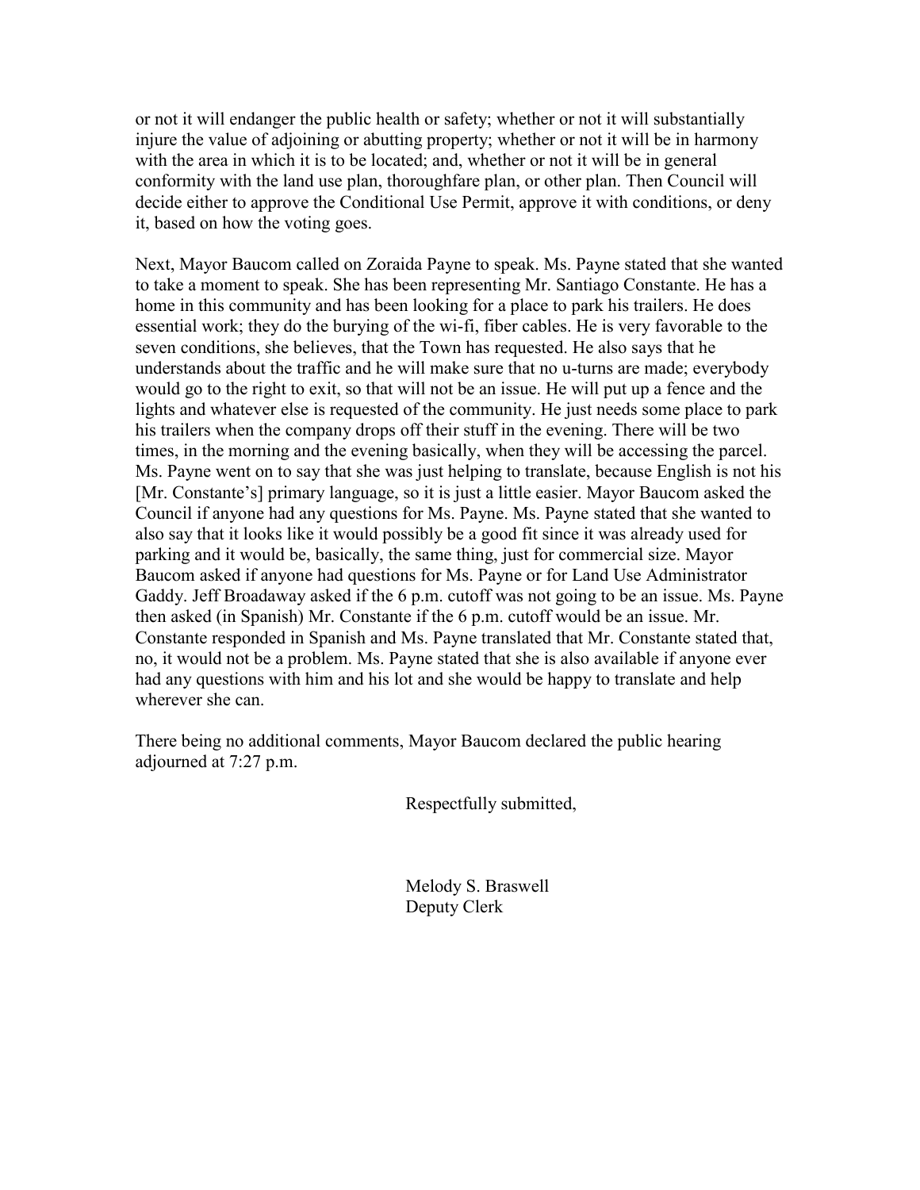or not it will endanger the public health or safety; whether or not it will substantially injure the value of adjoining or abutting property; whether or not it will be in harmony with the area in which it is to be located; and, whether or not it will be in general conformity with the land use plan, thoroughfare plan, or other plan. Then Council will decide either to approve the Conditional Use Permit, approve it with conditions, or deny it, based on how the voting goes.

Next, Mayor Baucom called on Zoraida Payne to speak. Ms. Payne stated that she wanted to take a moment to speak. She has been representing Mr. Santiago Constante. He has a home in this community and has been looking for a place to park his trailers. He does essential work; they do the burying of the wi-fi, fiber cables. He is very favorable to the seven conditions, she believes, that the Town has requested. He also says that he understands about the traffic and he will make sure that no u-turns are made; everybody would go to the right to exit, so that will not be an issue. He will put up a fence and the lights and whatever else is requested of the community. He just needs some place to park his trailers when the company drops off their stuff in the evening. There will be two times, in the morning and the evening basically, when they will be accessing the parcel. Ms. Payne went on to say that she was just helping to translate, because English is not his [Mr. Constante's] primary language, so it is just a little easier. Mayor Baucom asked the Council if anyone had any questions for Ms. Payne. Ms. Payne stated that she wanted to also say that it looks like it would possibly be a good fit since it was already used for parking and it would be, basically, the same thing, just for commercial size. Mayor Baucom asked if anyone had questions for Ms. Payne or for Land Use Administrator Gaddy. Jeff Broadaway asked if the 6 p.m. cutoff was not going to be an issue. Ms. Payne then asked (in Spanish) Mr. Constante if the 6 p.m. cutoff would be an issue. Mr. Constante responded in Spanish and Ms. Payne translated that Mr. Constante stated that, no, it would not be a problem. Ms. Payne stated that she is also available if anyone ever had any questions with him and his lot and she would be happy to translate and help wherever she can.

There being no additional comments, Mayor Baucom declared the public hearing adjourned at 7:27 p.m.

Respectfully submitted,

Melody S. Braswell
Deputy Clerk